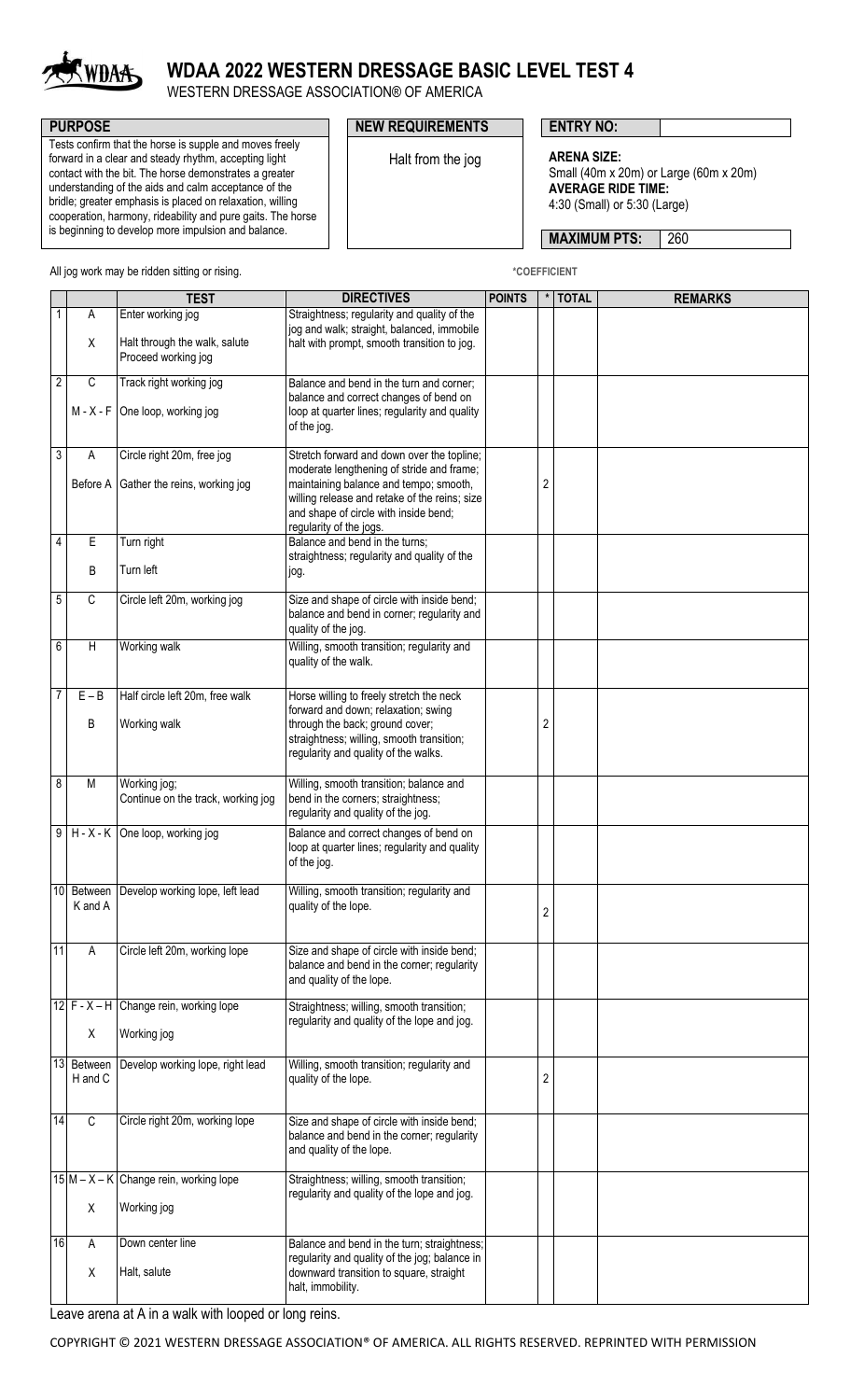# WDAA 2022 WESTERN DRESSAGE BASIC LEVEL TEST 4

WESTERN DRESSAGE ASSOCIATION® OF AMERICA

**PURPOSE**

Tests confirm that the horse is supple and moves freely forward in a clear and steady rhythm, accepting light contact with the bit. The horse demonstrates a greater understanding of the aids and calm acceptance of the bridle; greater emphasis is placed on relaxation, willing cooperation, harmony, rideability and pure gaits. The horse is beginning to develop more impulsion and balance.

**NEW REQUIREMENTS**

Halt from the jog

**ENTRY NO:**

**ARENA SIZE:**
Small (40m x 20m) or Large (60m x 20m)
**AVERAGE RIDE TIME:**
4:30 (Small) or 5:30 (Large)

**MAXIMUM PTS:** 260

All jog work may be ridden sitting or rising.

*COEFFICIENT

| | | TEST | DIRECTIVES | POINTS | * | TOTAL | REMARKS |
|---|---|---|---|---|---|---|---|
| 1 | A<br>X | Enter working jog<br>Halt through the walk, salute<br>Proceed working jog | Straightness; regularity and quality of the jog and walk; straight, balanced, immobile halt with prompt, smooth transition to jog. | | | | |
| 2 | C<br>M - X - F | Track right working jog<br>One loop, working jog | Balance and bend in the turn and corner; balance and correct changes of bend on loop at quarter lines; regularity and quality of the jog. | | | | |
| 3 | A<br>Before A | Circle right 20m, free jog<br>Gather the reins, working jog | Stretch forward and down over the topline; moderate lengthening of stride and frame; maintaining balance and tempo; smooth, willing release and retake of the reins; size and shape of circle with inside bend; regularity of the jogs. | | 2 | | |
| 4 | E<br>B | Turn right<br>Turn left | Balance and bend in the turns; straightness; regularity and quality of the jog. | | | | |
| 5 | C | Circle left 20m, working jog | Size and shape of circle with inside bend; balance and bend in corner; regularity and quality of the jog. | | | | |
| 6 | H | Working walk | Willing, smooth transition; regularity and quality of the walk. | | | | |
| 7 | E – B<br>B | Half circle left 20m, free walk<br>Working walk | Horse willing to freely stretch the neck forward and down; relaxation; swing through the back; ground cover; straightness; willing, smooth transition; regularity and quality of the walks. | | 2 | | |
| 8 | M | Working jog;<br>Continue on the track, working jog | Willing, smooth transition; balance and bend in the corners; straightness; regularity and quality of the jog. | | | | |
| 9 | H - X - K | One loop, working jog | Balance and correct changes of bend on loop at quarter lines; regularity and quality of the jog. | | | | |
| 10 | Between K and A | Develop working lope, left lead | Willing, smooth transition; regularity and quality of the lope. | | 2 | | |
| 11 | A | Circle left 20m, working lope | Size and shape of circle with inside bend; balance and bend in the corner; regularity and quality of the lope. | | | | |
| 12 | F - X – H<br>X | Change rein, working lope<br>Working jog | Straightness; willing, smooth transition; regularity and quality of the lope and jog. | | | | |
| 13 | Between H and C | Develop working lope, right lead | Willing, smooth transition; regularity and quality of the lope. | | 2 | | |
| 14 | C | Circle right 20m, working lope | Size and shape of circle with inside bend; balance and bend in the corner; regularity and quality of the lope. | | | | |
| 15 | M – X – K<br>X | Change rein, working lope<br>Working jog | Straightness; willing, smooth transition; regularity and quality of the lope and jog. | | | | |
| 16 | A<br>X | Down center line<br>Halt, salute | Balance and bend in the turn; straightness; regularity and quality of the jog; balance in downward transition to square, straight halt, immobility. | | | | |

Leave arena at A in a walk with looped or long reins.

COPYRIGHT © 2021 WESTERN DRESSAGE ASSOCIATION® OF AMERICA. ALL RIGHTS RESERVED. REPRINTED WITH PERMISSION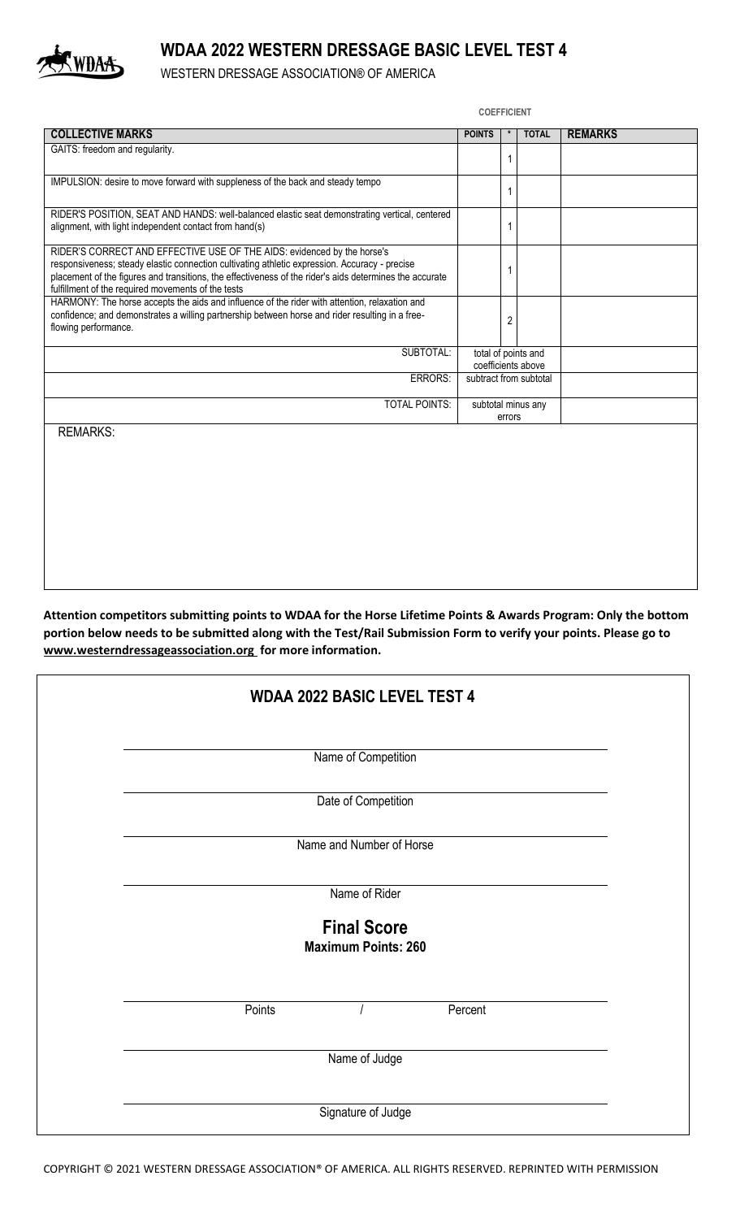# WDAA 2022 WESTERN DRESSAGE BASIC LEVEL TEST 4

WESTERN DRESSAGE ASSOCIATION® OF AMERICA

| COLLECTIVE MARKS | POINTS | * COEFFICIENT | TOTAL | REMARKS |
|---|---|---|---|---|
| GAITS: freedom and regularity. | | 1 | | |
| IMPULSION: desire to move forward with suppleness of the back and steady tempo | | 1 | | |
| RIDER'S POSITION, SEAT AND HANDS: well-balanced elastic seat demonstrating vertical, centered alignment, with light independent contact from hand(s) | | 1 | | |
| RIDER'S CORRECT AND EFFECTIVE USE OF THE AIDS: evidenced by the horse's responsiveness; steady elastic connection cultivating athletic expression. Accuracy - precise placement of the figures and transitions, the effectiveness of the rider's aids determines the accurate fulfillment of the required movements of the tests | | 1 | | |
| HARMONY: The horse accepts the aids and influence of the rider with attention, relaxation and confidence; and demonstrates a willing partnership between horse and rider resulting in a free-flowing performance. | | 2 | | |
| SUBTOTAL: | total of points and coefficients above | | | |
| ERRORS: | subtract from subtotal | | | |
| TOTAL POINTS: | subtotal minus any errors | | | |

REMARKS:

**Attention competitors submitting points to WDAA for the Horse Lifetime Points & Awards Program: Only the bottom portion below needs to be submitted along with the Test/Rail Submission Form to verify your points. Please go to www.westerndressageassociation.org for more information.**

## WDAA 2022 BASIC LEVEL TEST 4

Name of Competition

Date of Competition

Name and Number of Horse

Name of Rider

**Final Score**

**Maximum Points: 260**

Points / Percent

Name of Judge

Signature of Judge

COPYRIGHT © 2021 WESTERN DRESSAGE ASSOCIATION® OF AMERICA. ALL RIGHTS RESERVED. REPRINTED WITH PERMISSION